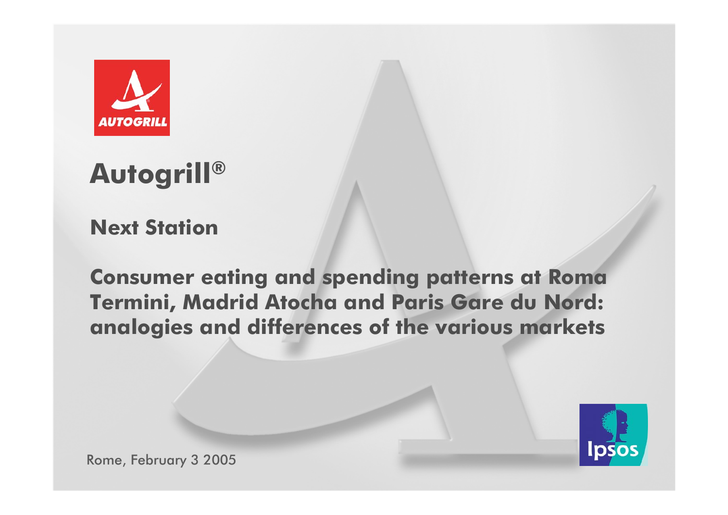# Autogrill®

## Next Station

## Consumer eating and spending patterns at Roma Termini, Madrid Atocha and Paris Gare du Nord: analogies and differences of the various markets

Rome, February 3 2005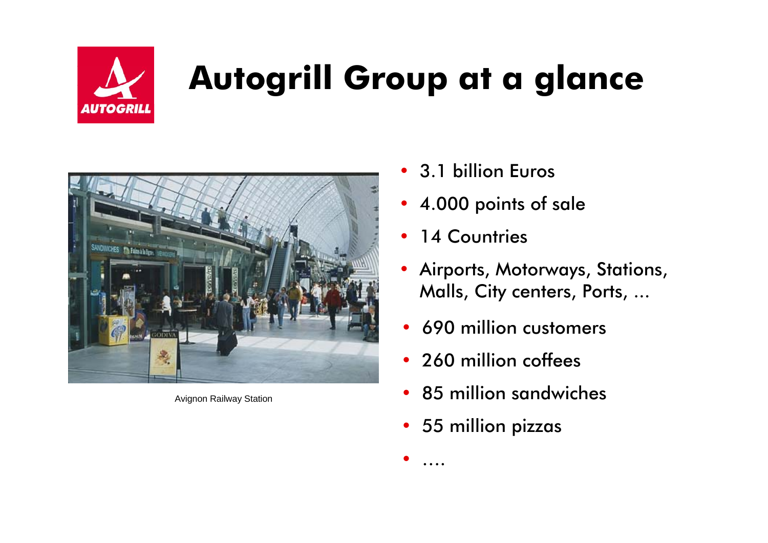# Autogrill Group at a glance

Avignon Railway Station

- 3.1 billion Euros
- 4.000 points of sale
- 14 Countries
- Airports, Motorways, Stations, Malls, City centers, Ports, ...
- 690 million customers
- 260 million coffees
- 85 million sandwiches
- 55 million pizzas
- ….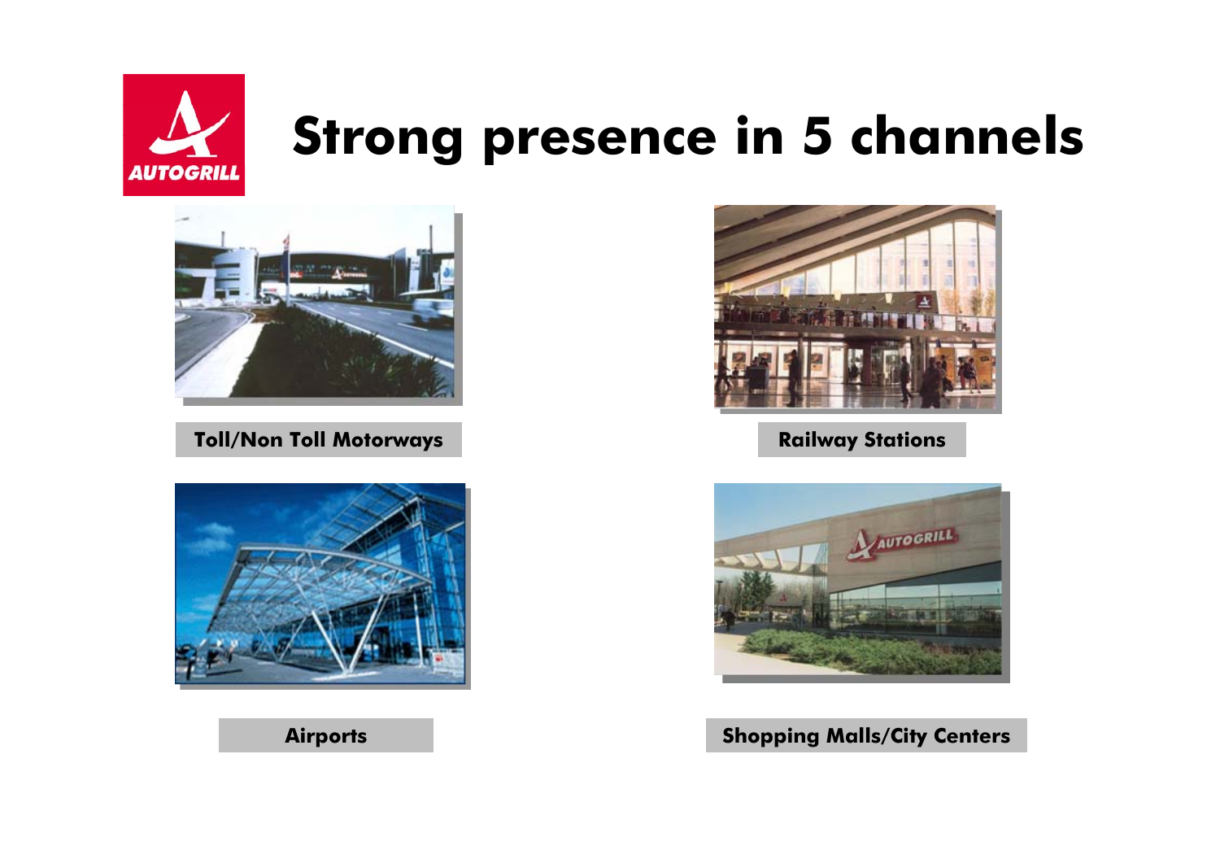# Strong presence in 5 channels

**Toll/Non Toll Motorways**

**Railway Stations**

**Airports**

**Shopping Malls/City Centers**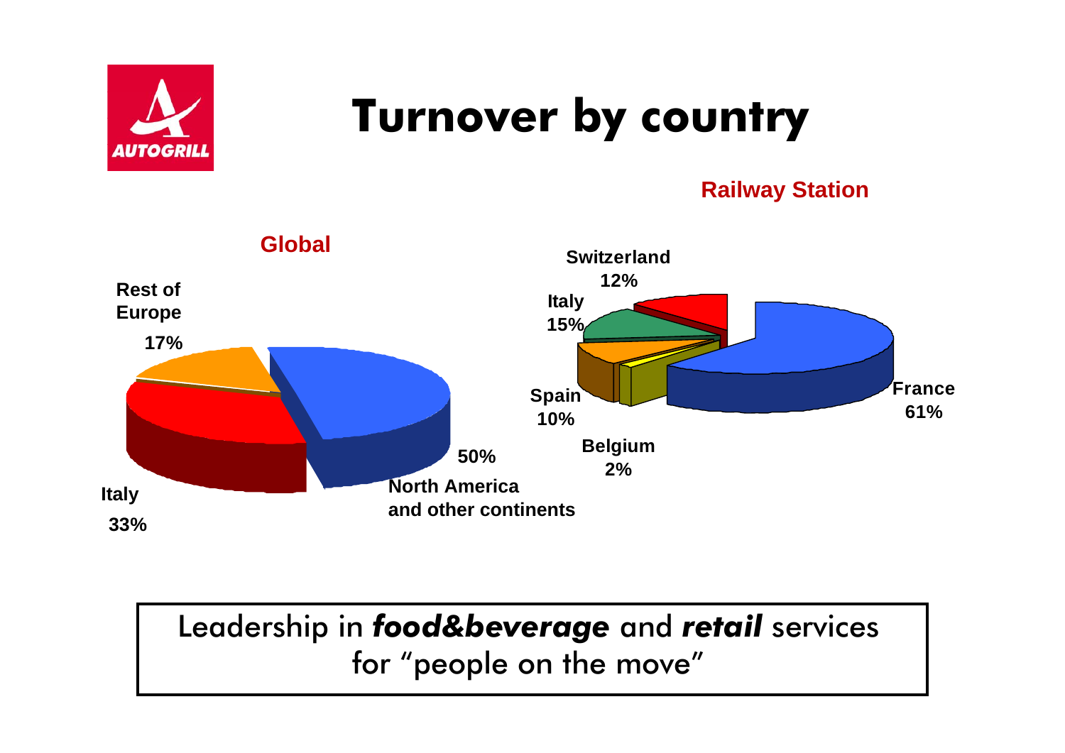# Turnover by country

**Global**

- North America and other continents: 50%
- Italy: 33%
- Rest of Europe: 17%

**Railway Station**

- France: 61%
- Italy: 15%
- Switzerland: 12%
- Spain: 10%
- Belgium: 2%

Leadership in ***food&beverage*** and ***retail*** services for "people on the move"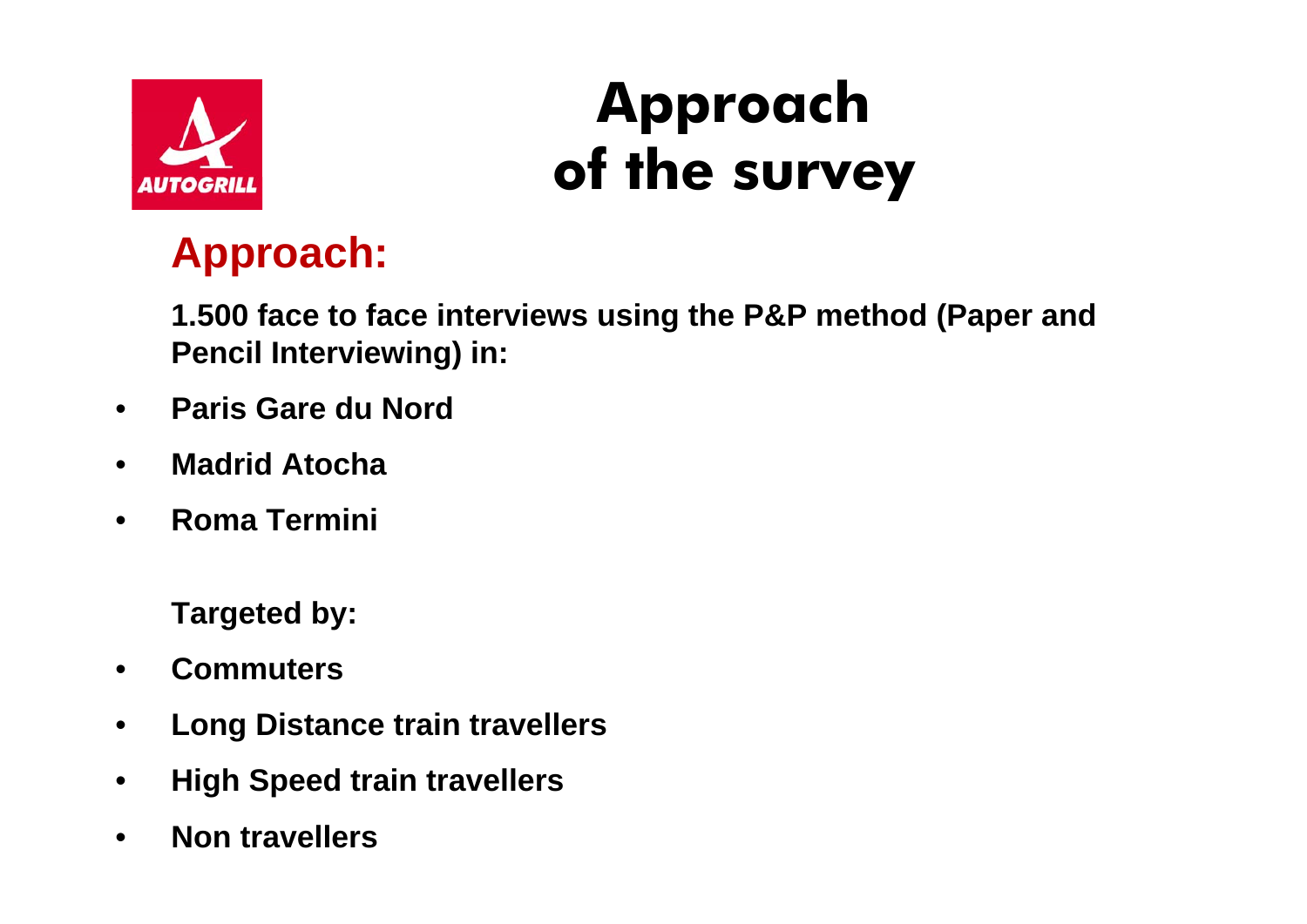# Approach of the survey

## Approach:

**1.500 face to face interviews using the P&P method (Paper and Pencil Interviewing) in:**

- **Paris Gare du Nord**
- **Madrid Atocha**
- **Roma Termini**

**Targeted by:**

- **Commuters**
- **Long Distance train travellers**
- **High Speed train travellers**
- **Non travellers**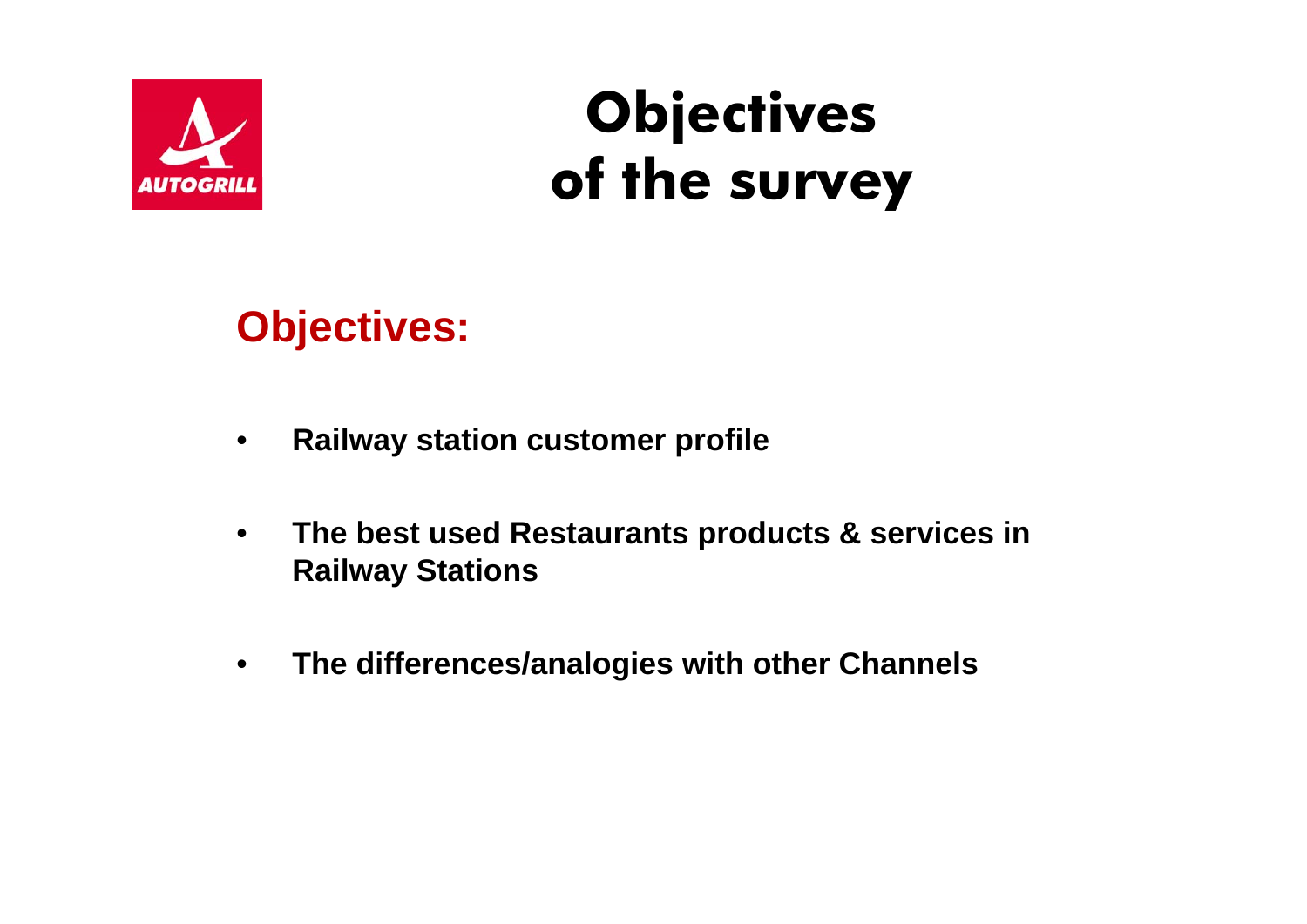# Objectives of the survey

## Objectives:

- **Railway station customer profile**

- **The best used Restaurants products & services in Railway Stations**

- **The differences/analogies with other Channels**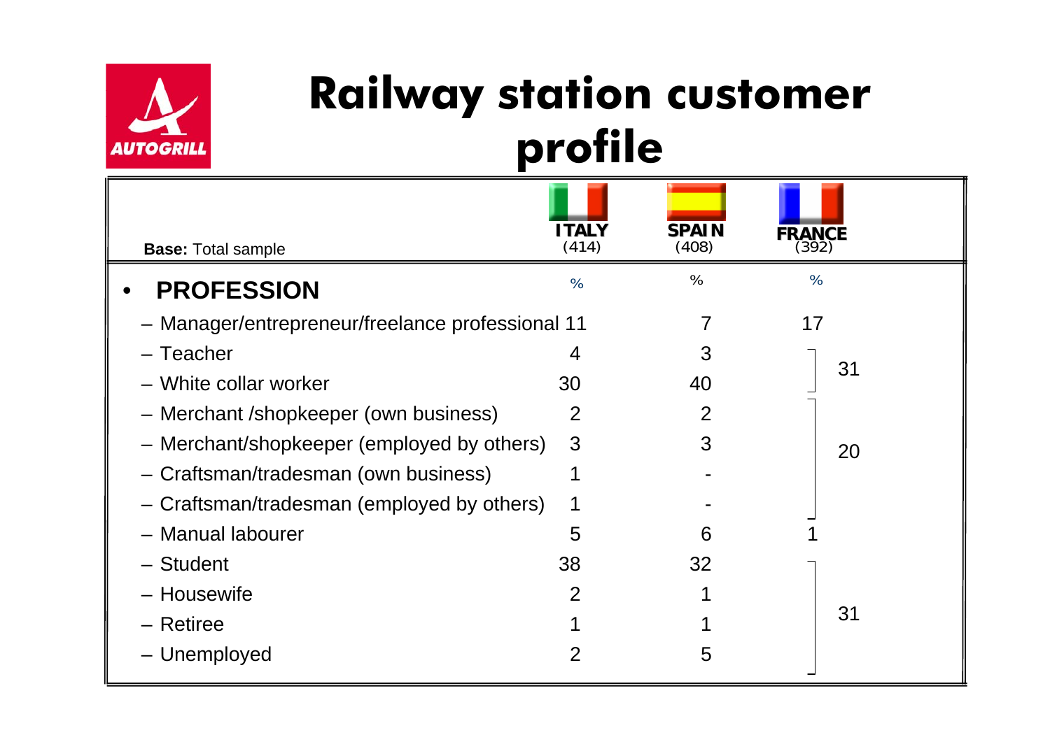# Railway station customer profile

| Base: Total sample | ITALY (414) | SPAIN (408) | FRANCE (392) |
|---|---|---|---|
| **PROFESSION** | % | % | % |
| – Manager/entrepreneur/freelance professional | 11 | 7 | 17 |
| – Teacher | 4 | 3 | 31 |
| – White collar worker | 30 | 40 | |
| – Merchant /shopkeeper (own business) | 2 | 2 | 20 |
| – Merchant/shopkeeper (employed by others) | 3 | 3 | |
| – Craftsman/tradesman (own business) | 1 | - | |
| – Craftsman/tradesman (employed by others) | 1 | - | |
| – Manual labourer | 5 | 6 | 1 |
| – Student | 38 | 32 | 31 |
| – Housewife | 2 | 1 | |
| – Retiree | 1 | 1 | |
| – Unemployed | 2 | 5 | |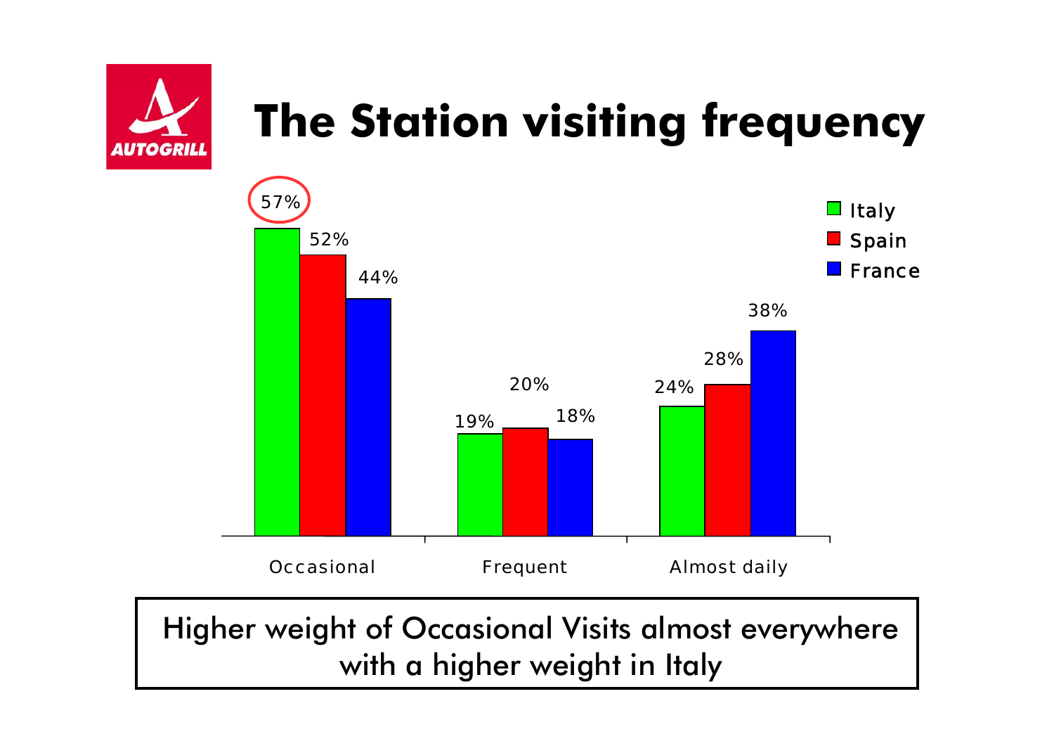# The Station visiting frequency

| | Italy | Spain | France |
|---|---|---|---|
| Occasional | 57% | 52% | 44% |
| Frequent | 19% | 20% | 18% |
| Almost daily | 24% | 28% | 38% |

Higher weight of Occasional Visits almost everywhere with a higher weight in Italy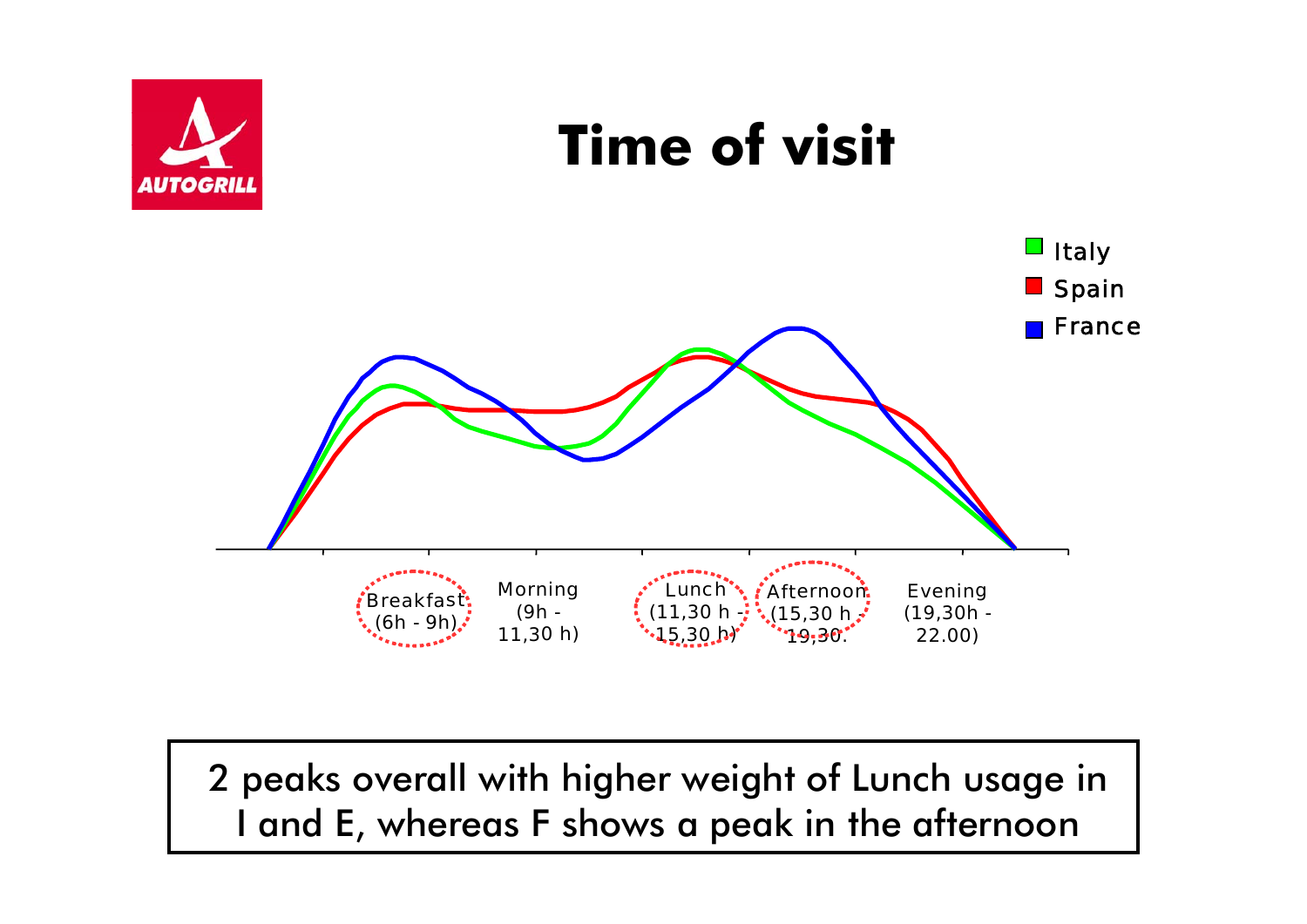# Time of visit

Italy
Spain
France

Breakfast (6h - 9h) | Morning (9h - 11,30 h) | Lunch (11,30 h - 15,30 h) | Afternoon (15,30 h - 19,30. | Evening (19,30h - 22.00)

2 peaks overall with higher weight of Lunch usage in I and E, whereas F shows a peak in the afternoon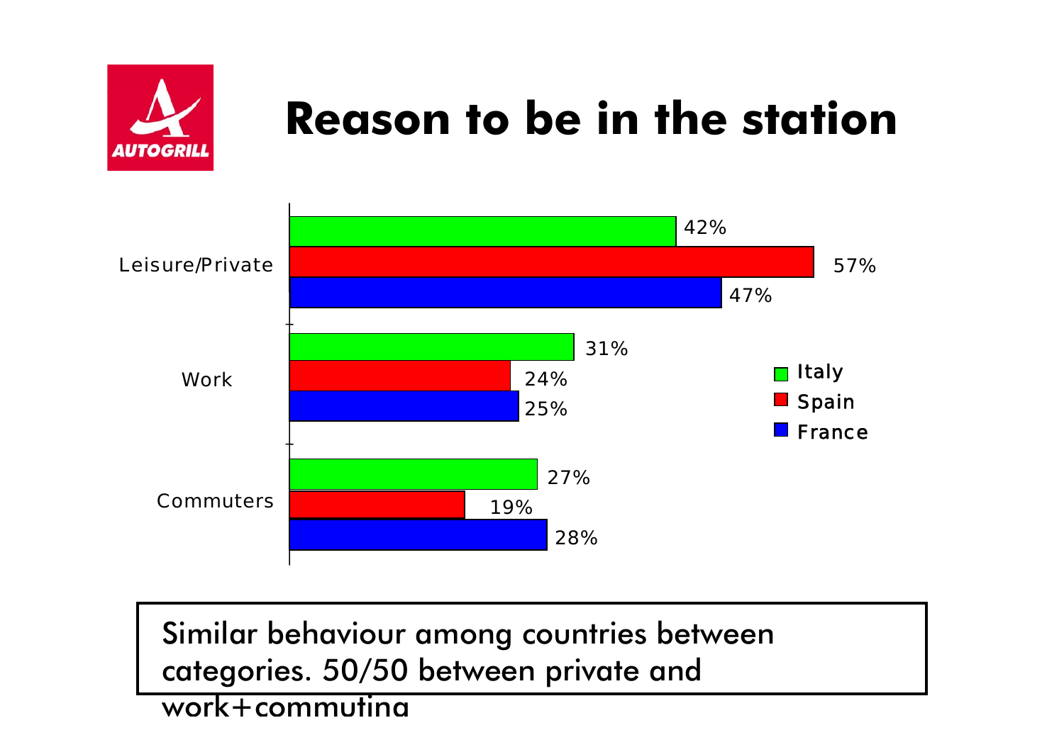# Reason to be in the station

| | Italy | Spain | France |
|---|---|---|---|
| Leisure/Private | 42% | 57% | 47% |
| Work | 31% | 24% | 25% |
| Commuters | 27% | 19% | 28% |

Similar behaviour among countries between categories. 50/50 between private and work+commuting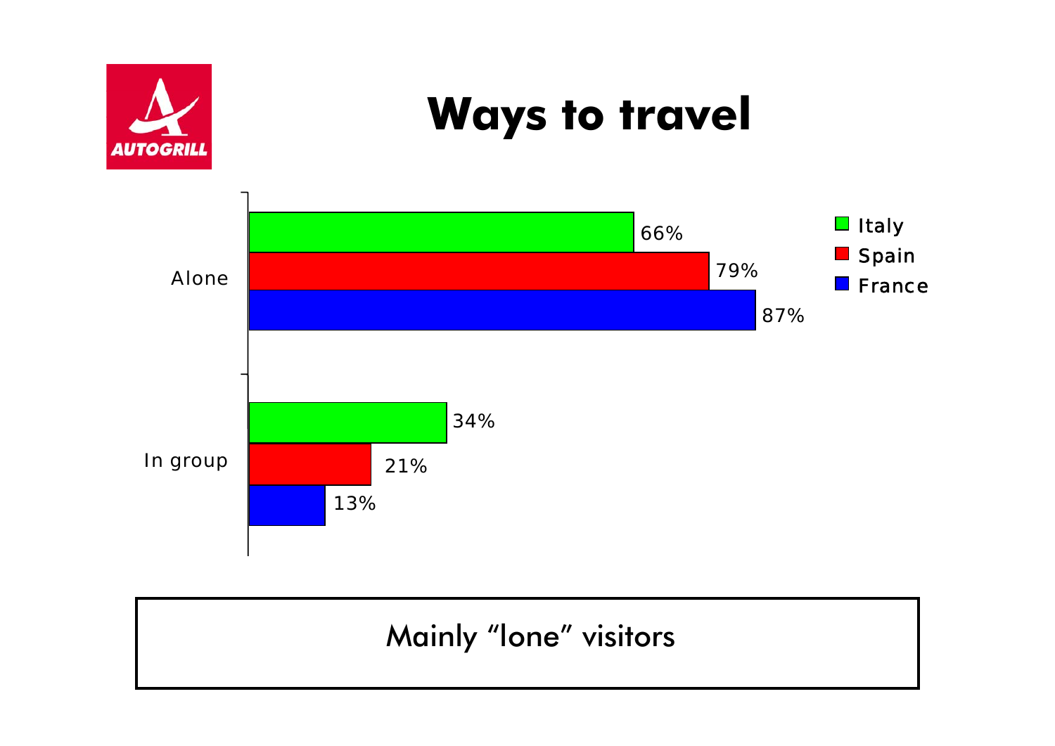AUTOGRILL

# Ways to travel

| | Italy | Spain | France |
|---|---|---|---|
| Alone | 66% | 79% | 87% |
| In group | 34% | 21% | 13% |

Mainly “lone” visitors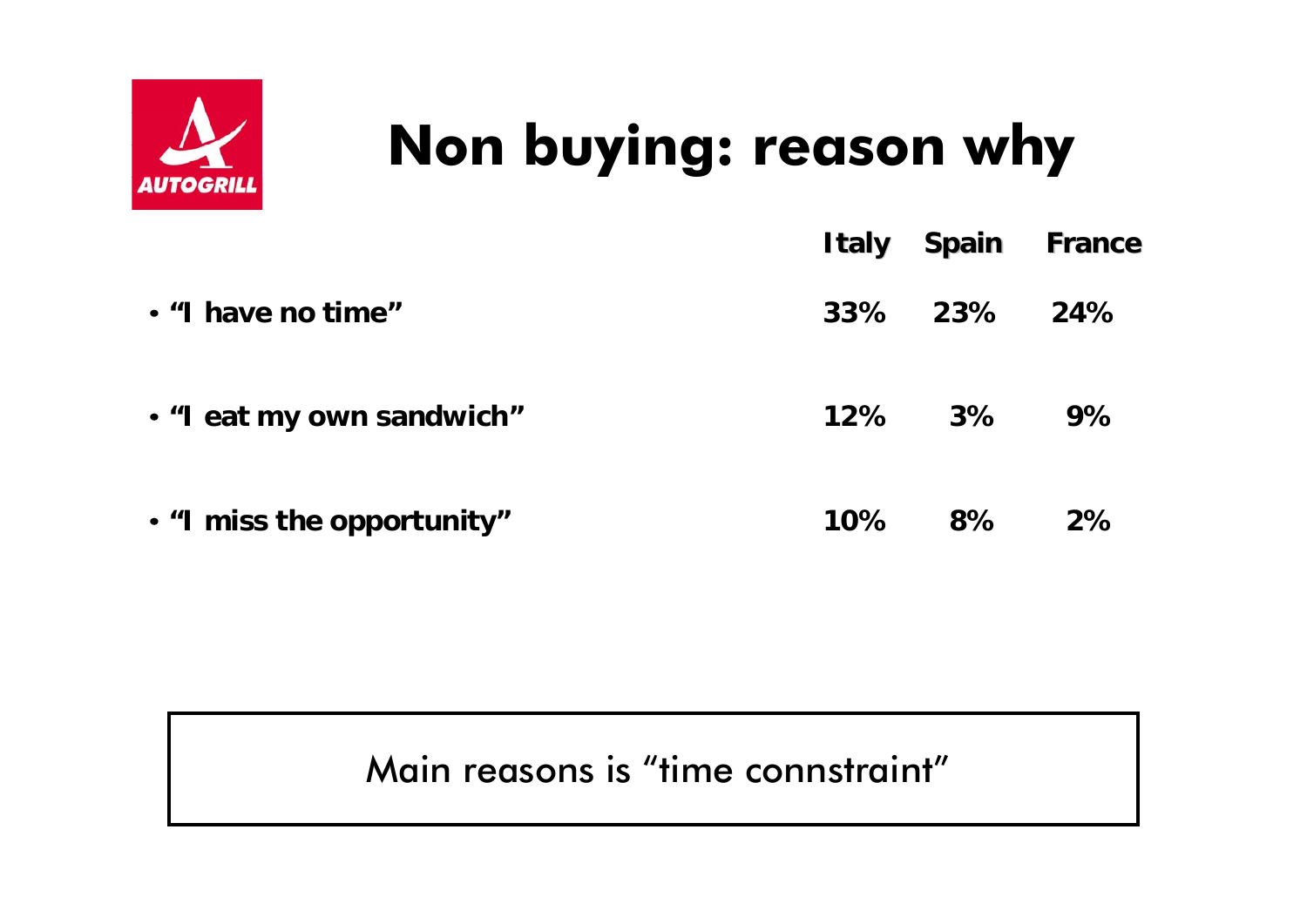# Non buying: reason why

| | Italy | Spain | France |
|---|---|---|---|
| • “I have no time” | 33% | 23% | 24% |
| • “I eat my own sandwich” | 12% | 3% | 9% |
| • “I miss the opportunity” | 10% | 8% | 2% |

Main reasons is “time connstraint”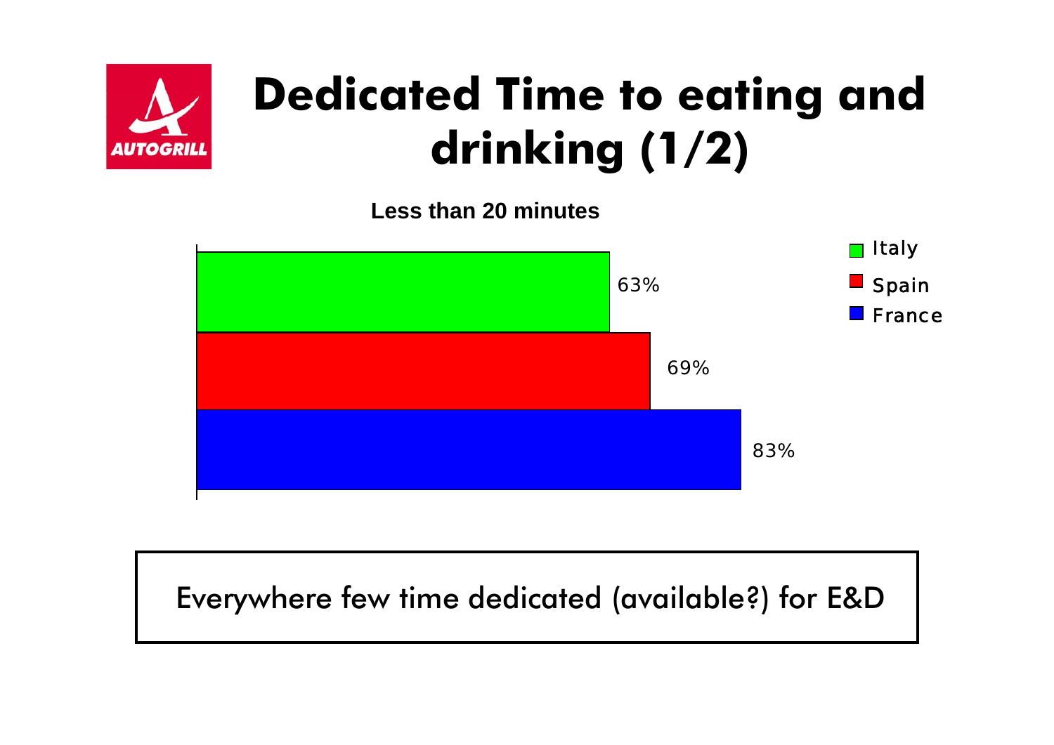# Dedicated Time to eating and drinking (1/2)

**Less than 20 minutes**

| Country | % |
|---|---|
| Italy | 63% |
| Spain | 69% |
| France | 83% |

Everywhere few time dedicated (available?) for E&D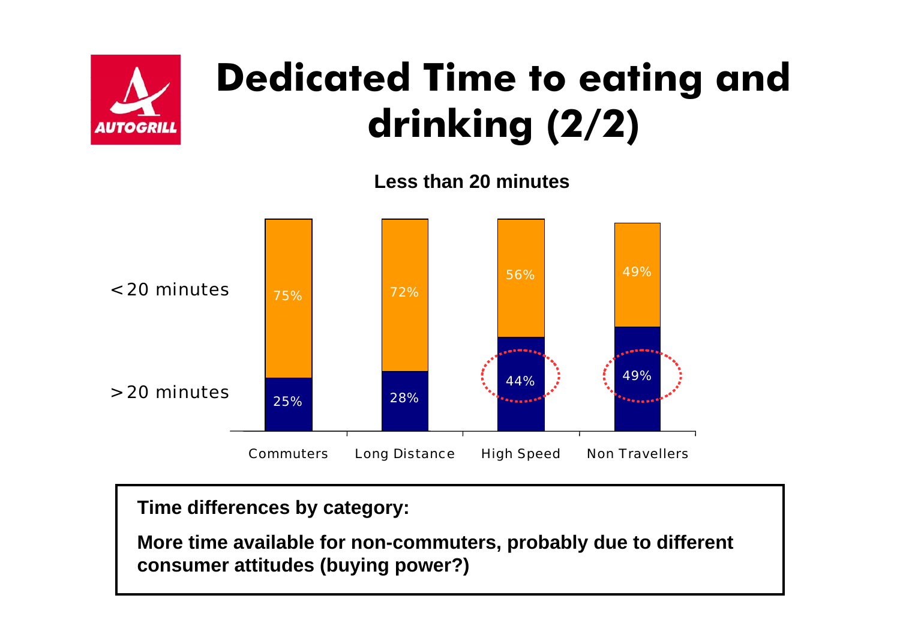# Dedicated Time to eating and drinking (2/2)

**Less than 20 minutes**

| | Commuters | Long Distance | High Speed | Non Travellers |
|---|---|---|---|---|
| <20 minutes | 75% | 72% | 56% | 49% |
| >20 minutes | 25% | 28% | 44% | 49% |

**Time differences by category:**

**More time available for non-commuters, probably due to different consumer attitudes (buying power?)**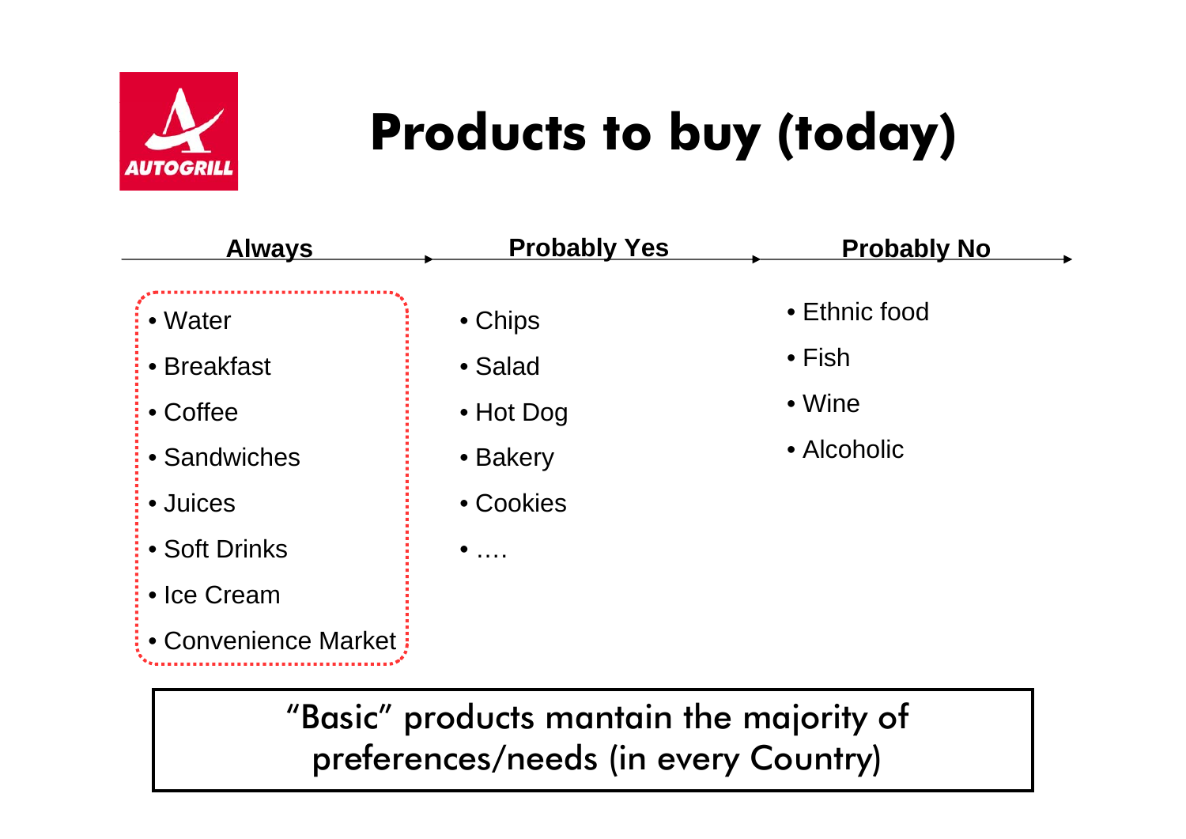AUTOGRILL

# Products to buy (today)

| Always | Probably Yes | Probably No |
|---|---|---|
| • Water | • Chips | • Ethnic food |
| • Breakfast | • Salad | • Fish |
| • Coffee | • Hot Dog | • Wine |
| • Sandwiches | • Bakery | • Alcoholic |
| • Juices | • Cookies | |
| • Soft Drinks | • …. | |
| • Ice Cream | | |
| • Convenience Market | | |

"Basic" products mantain the majority of preferences/needs (in every Country)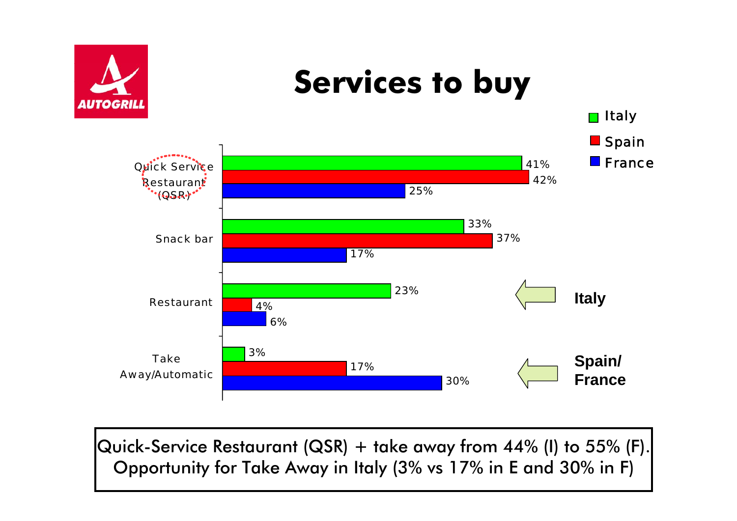# Services to buy

| | Italy | Spain | France |
|---|---|---|---|
| Quick Service Restaurant (QSR) | 41% | 42% | 25% |
| Snack bar | 33% | 37% | 17% |
| Restaurant | 23% | 4% | 6% |
| Take Away/Automatic | 3% | 17% | 30% |

Restaurant ← **Italy**

Take Away/Automatic ← **Spain/ France**

Quick-Service Restaurant (QSR) + take away from 44% (I) to 55% (F).
Opportunity for Take Away in Italy (3% vs 17% in E and 30% in F)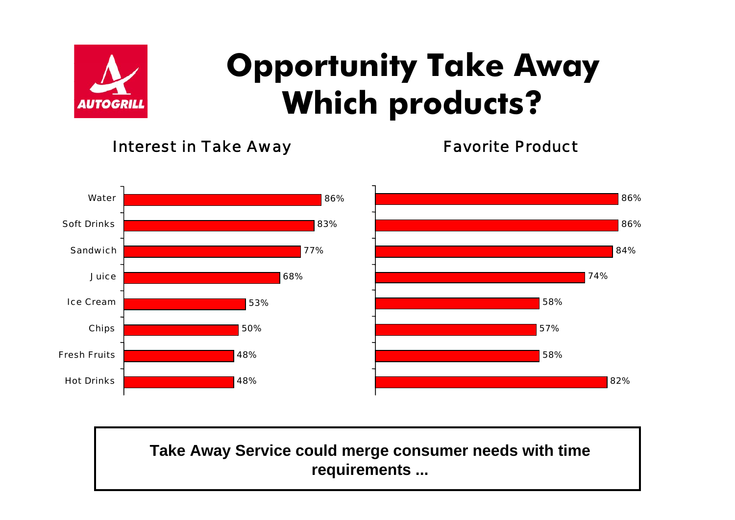# Opportunity Take Away
# Which products?

| Product | Interest in Take Away | Favorite Product |
| --- | --- | --- |
| Water | 86% | 86% |
| Soft Drinks | 83% | 86% |
| Sandwich | 77% | 84% |
| Juice | 68% | 74% |
| Ice Cream | 53% | 58% |
| Chips | 50% | 57% |
| Fresh Fruits | 48% | 58% |
| Hot Drinks | 48% | 82% |

**Take Away Service could merge consumer needs with time requirements ...**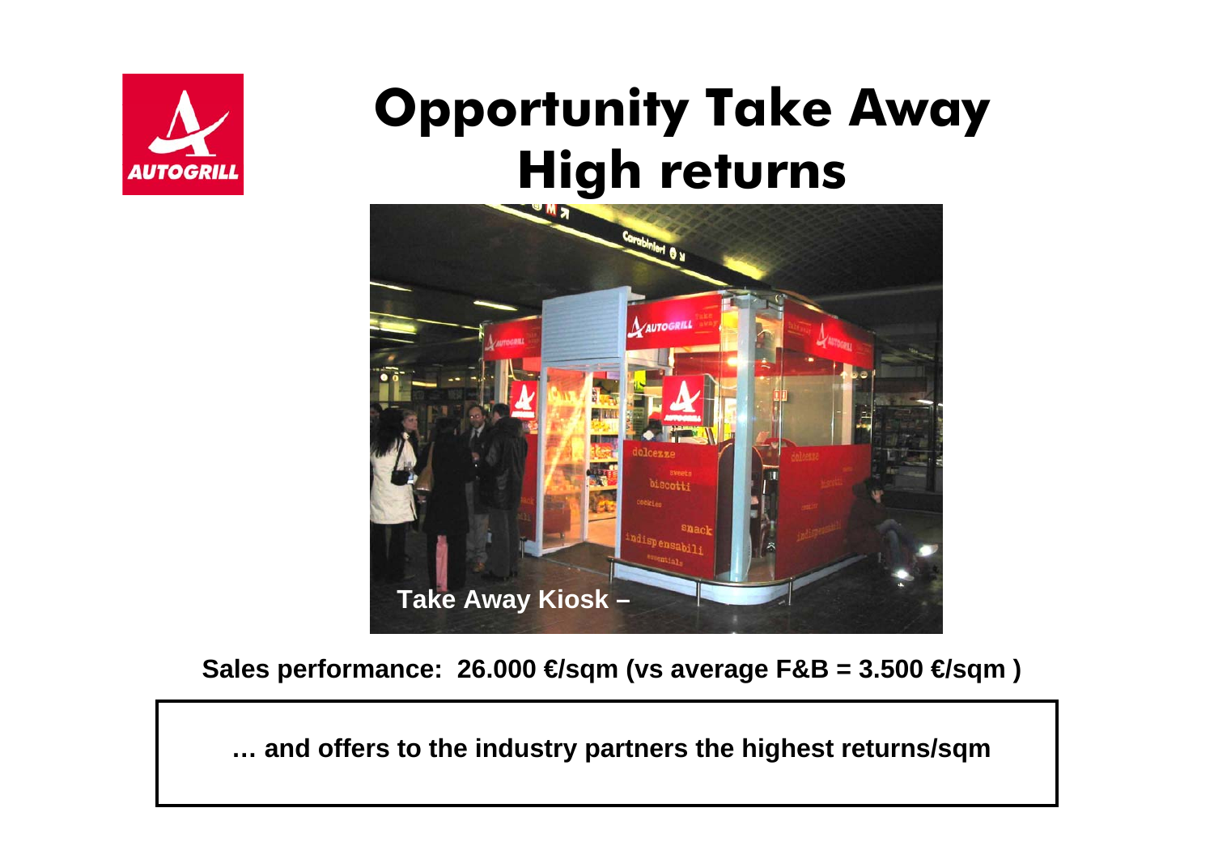# Opportunity Take Away
# High returns

Take Away Kiosk –

**Sales performance: 26.000 €/sqm (vs average F&B = 3.500 €/sqm )**

**… and offers to the industry partners the highest returns/sqm**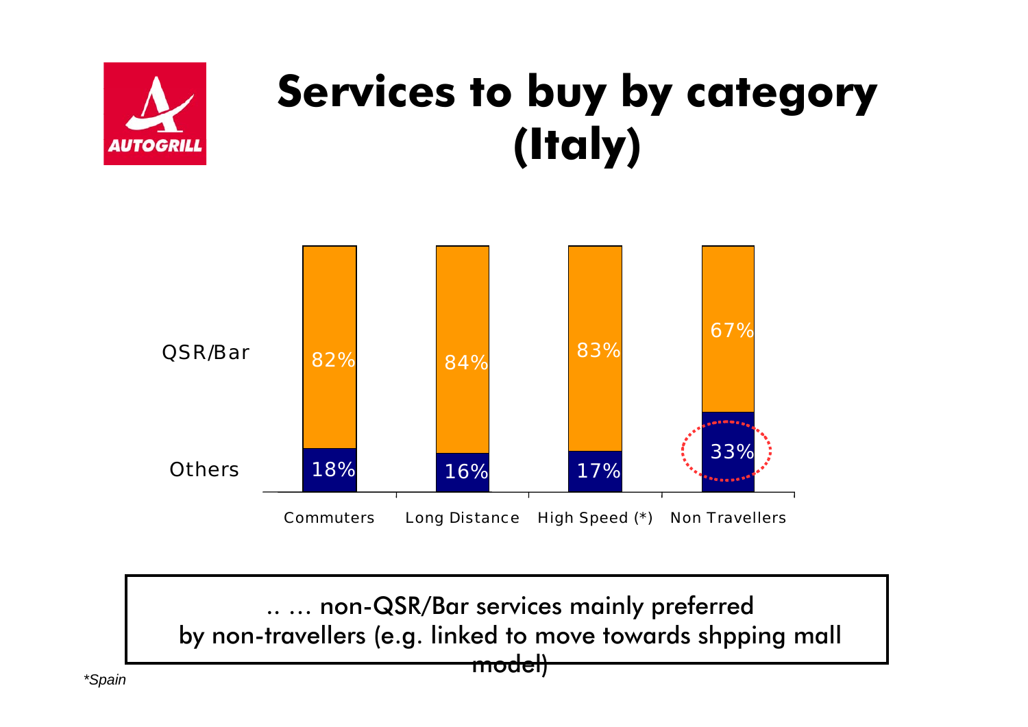# Services to buy by category (Italy)

| | Commuters | Long Distance | High Speed (*) | Non Travellers |
|---|---|---|---|---|
| QSR/Bar | 82% | 84% | 83% | 67% |
| Others | 18% | 16% | 17% | 33% |

.. … non-QSR/Bar services mainly preferred by non-travellers (e.g. linked to move towards shpping mall model)

*\*Spain*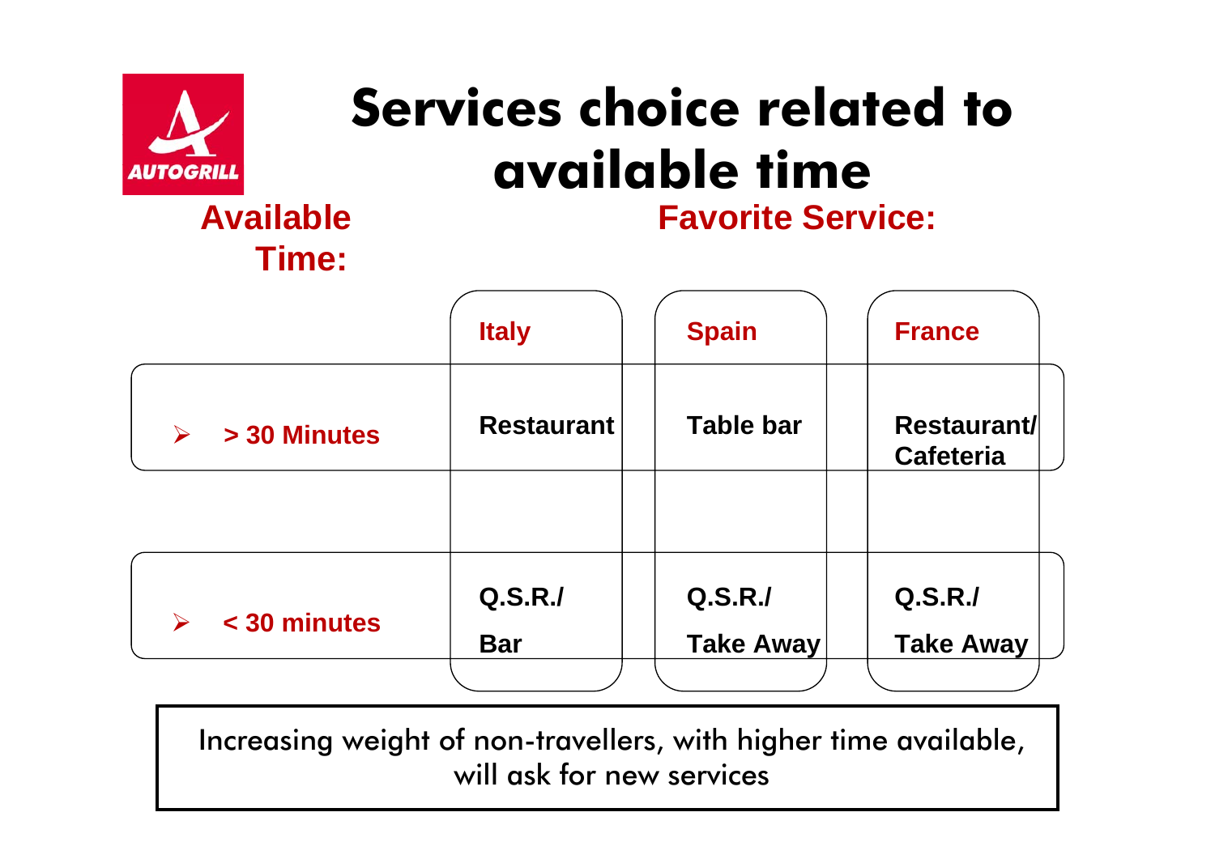# Services choice related to available time

| Available Time: | Favorite Service: Italy | Spain | France |
| --- | --- | --- | --- |
| > 30 Minutes | Restaurant | Table bar | Restaurant/ Cafeteria |
| < 30 minutes | Q.S.R./ Bar | Q.S.R./ Take Away | Q.S.R./ Take Away |

Increasing weight of non-travellers, with higher time available, will ask for new services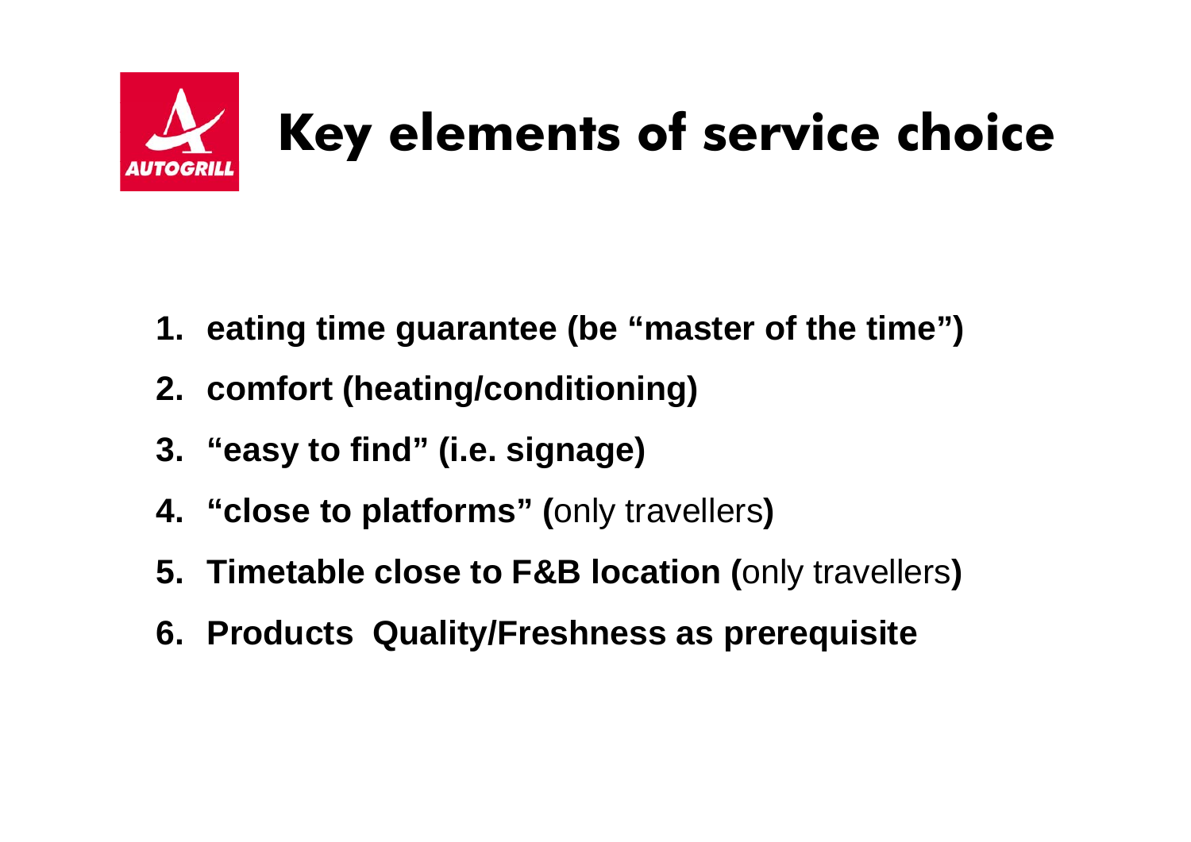# Key elements of service choice

1. **eating time guarantee (be "master of the time")**
2. **comfort (heating/conditioning)**
3. **"easy to find" (i.e. signage)**
4. **"close to platforms" (**only travellers**)**
5. **Timetable close to F&B location (**only travellers**)**
6. **Products Quality/Freshness as prerequisite**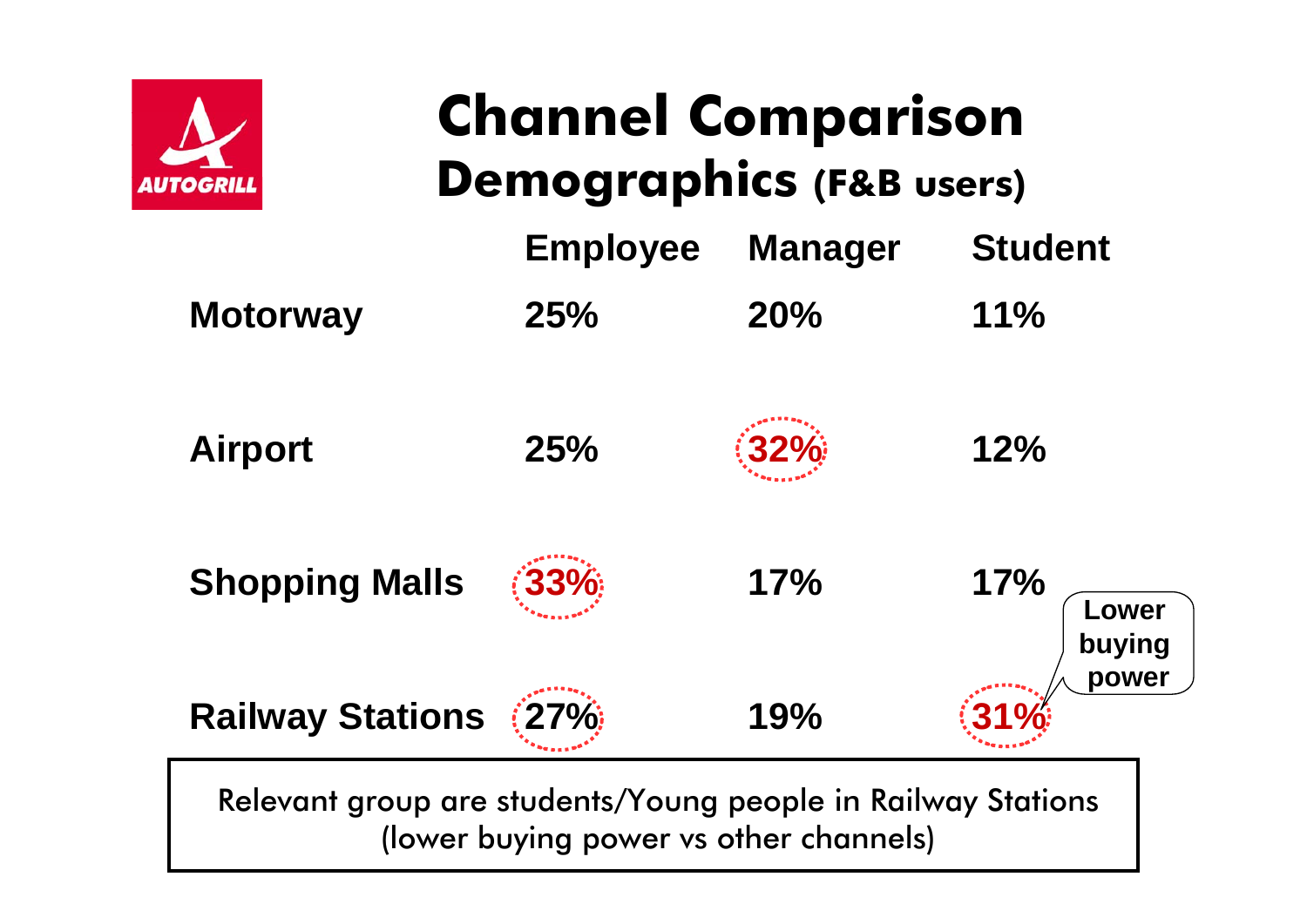# Channel Comparison

## Demographics (F&B users)

| | Employee | Manager | Student |
|---|---|---|---|
| **Motorway** | 25% | 20% | 11% |
| **Airport** | 25% | 32% | 12% |
| **Shopping Malls** | 33% | 17% | 17% |
| **Railway Stations** | 27% | 19% | 31% |

Lower buying power

Relevant group are students/Young people in Railway Stations (lower buying power vs other channels)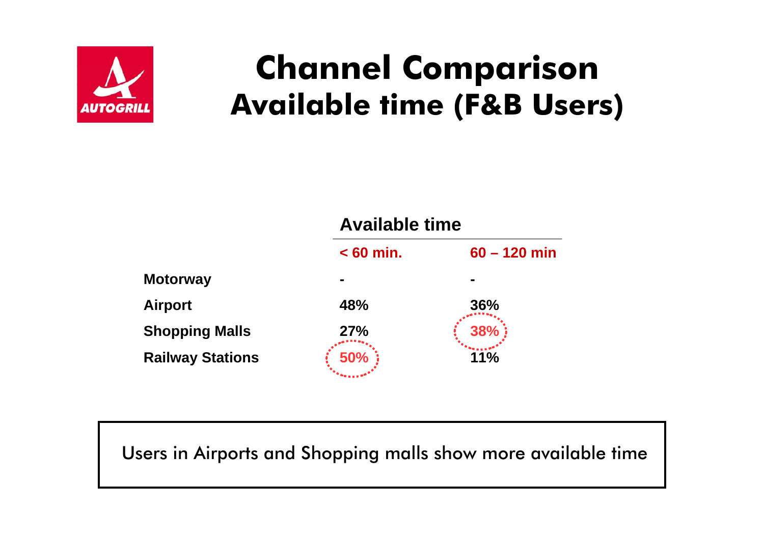# Channel Comparison
## Available time (F&B Users)

| | Available time | |
|---|---|---|
| | < 60 min. | 60 – 120 min |
| **Motorway** | - | - |
| **Airport** | 48% | 36% |
| **Shopping Malls** | 27% | 38% |
| **Railway Stations** | 50% | 11% |

Users in Airports and Shopping malls show more available time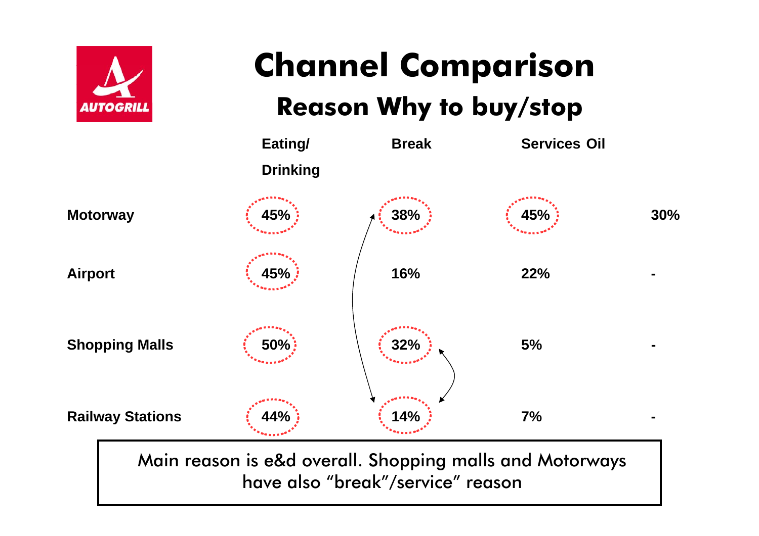# Channel Comparison

## Reason Why to buy/stop

| | Eating/ Drinking | Break | Services | Oil |
|---|---|---|---|---|
| Motorway | 45% | 38% | 45% | 30% |
| Airport | 45% | 16% | 22% | - |
| Shopping Malls | 50% | 32% | 5% | - |
| Railway Stations | 44% | 14% | 7% | - |

Main reason is e&d overall. Shopping malls and Motorways have also “break”/service” reason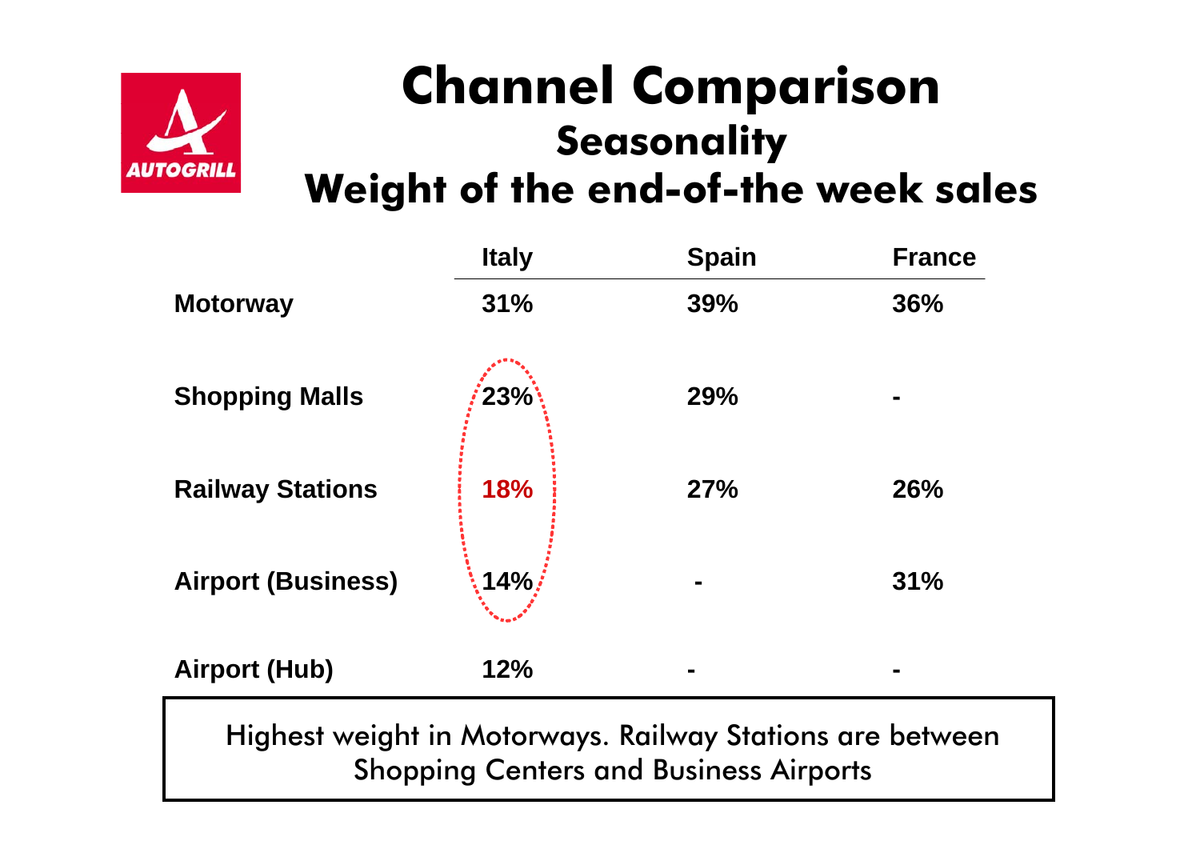# Channel Comparison

## Seasonality

## Weight of the end-of-the week sales

| | Italy | Spain | France |
|---|---|---|---|
| **Motorway** | **31%** | **39%** | **36%** |
| **Shopping Malls** | **23%** | **29%** | **-** |
| **Railway Stations** | **18%** | **27%** | **26%** |
| **Airport (Business)** | **14%** | **-** | **31%** |
| **Airport (Hub)** | **12%** | **-** | **-** |

Highest weight in Motorways. Railway Stations are between Shopping Centers and Business Airports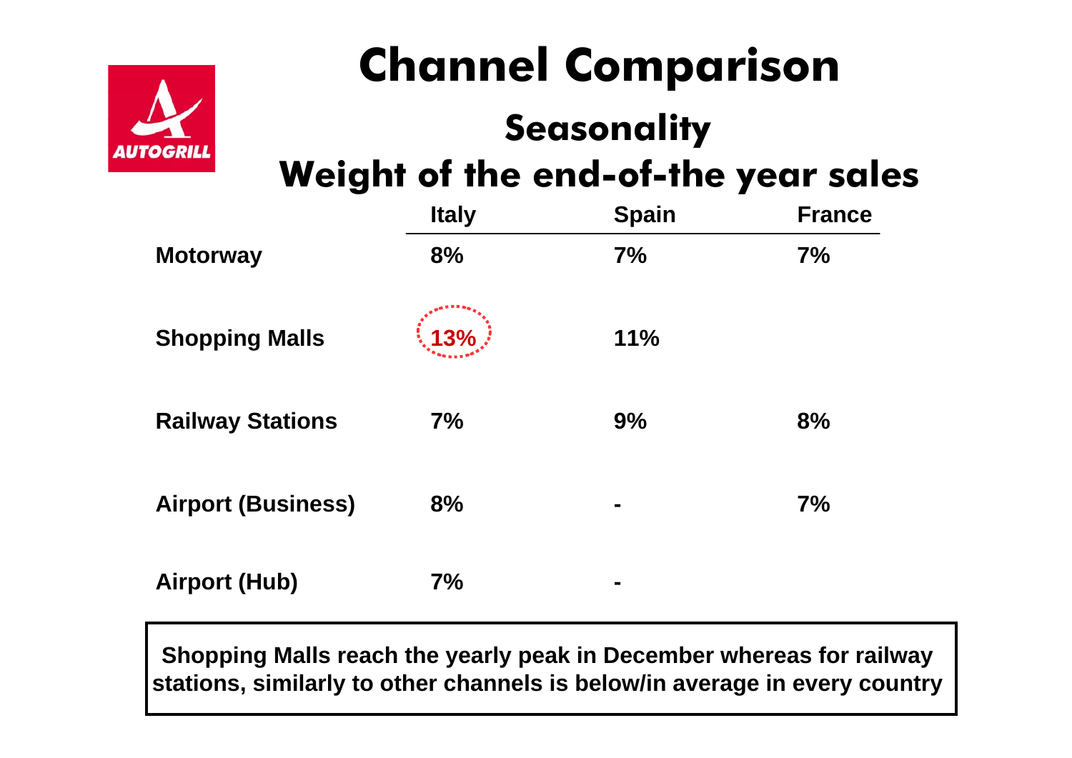# Channel Comparison

## Seasonality

## Weight of the end-of-the year sales

| | Italy | Spain | France |
|---|---|---|---|
| **Motorway** | 8% | 7% | 7% |
| **Shopping Malls** | 13% | 11% | |
| **Railway Stations** | 7% | 9% | 8% |
| **Airport (Business)** | 8% | - | 7% |
| **Airport (Hub)** | 7% | - | |

**Shopping Malls reach the yearly peak in December whereas for railway stations, similarly to other channels is below/in average in every country**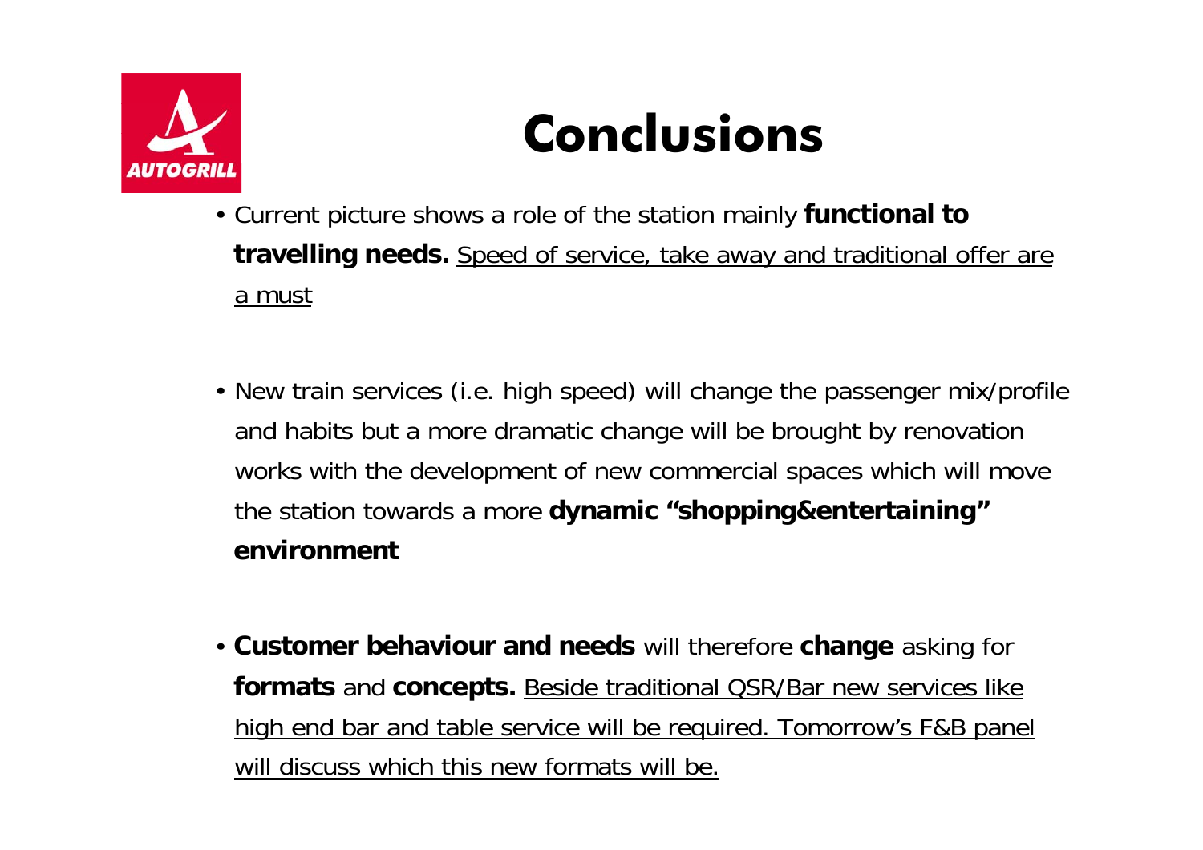# Conclusions

- Current picture shows a role of the station mainly **functional to travelling needs.** Speed of service, take away and traditional offer are a must

- New train services (i.e. high speed) will change the passenger mix/profile and habits but a more dramatic change will be brought by renovation works with the development of new commercial spaces which will move the station towards a more **dynamic "shopping&entertaining" environment**

- **Customer behaviour and needs** will therefore **change** asking for **formats** and **concepts.** Beside traditional QSR/Bar new services like high end bar and table service will be required. Tomorrow's F&B panel will discuss which this new formats will be.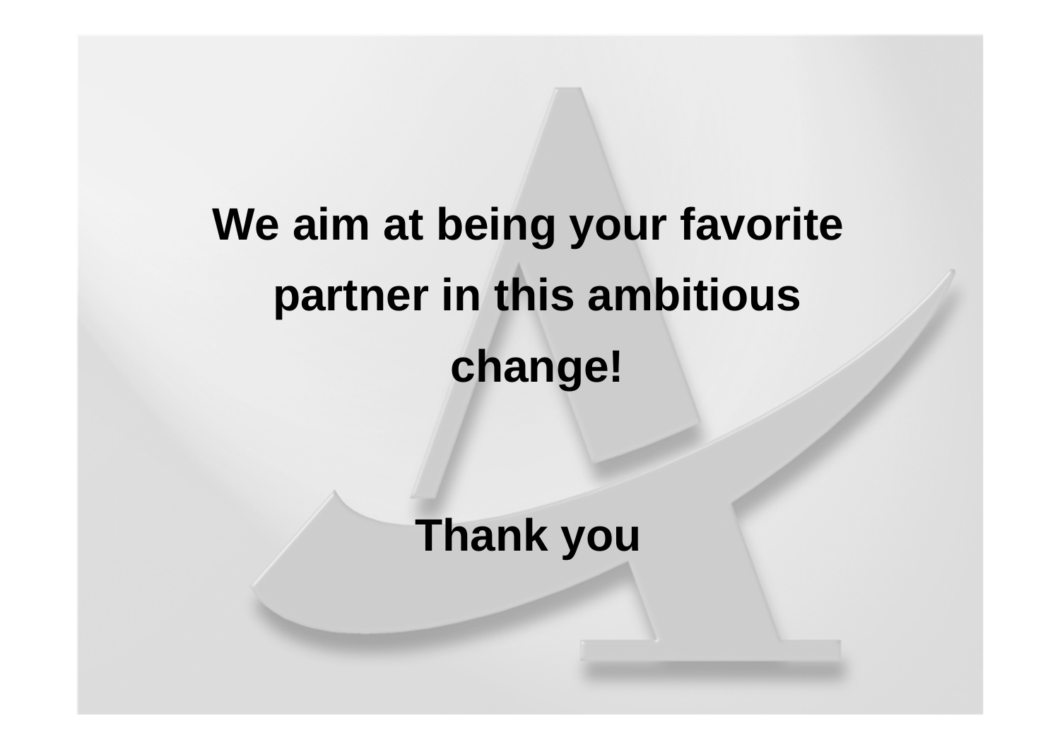**We aim at being your favorite partner in this ambitious change!**

**Thank you**